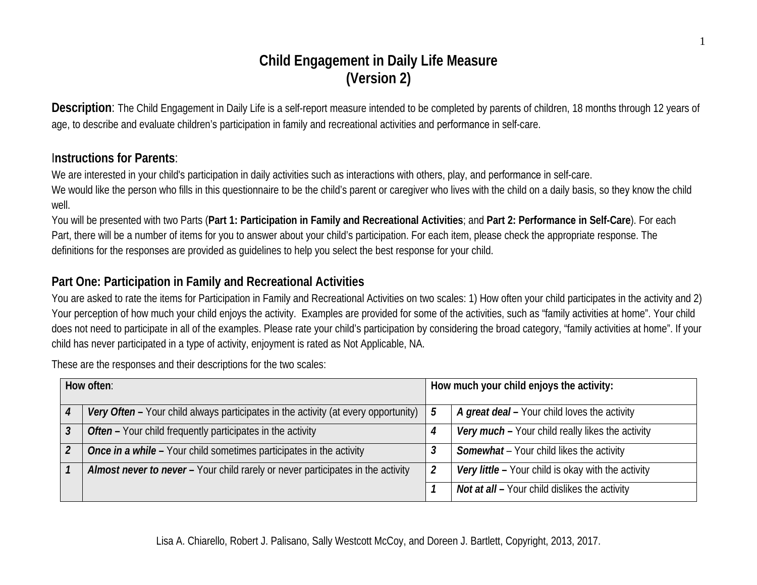# Child Engagement in Daily Life Measure
# (Version 2)

**Description**: The Child Engagement in Daily Life is a self-report measure intended to be completed by parents of children, 18 months through 12 years of age, to describe and evaluate children's participation in family and recreational activities and performance in self-care.

## Instructions for Parents:

We are interested in your child's participation in daily activities such as interactions with others, play, and performance in self-care.
We would like the person who fills in this questionnaire to be the child's parent or caregiver who lives with the child on a daily basis, so they know the child well.
You will be presented with two Parts (**Part 1: Participation in Family and Recreational Activities**; and **Part 2: Performance in Self-Care**). For each Part, there will be a number of items for you to answer about your child's participation. For each item, please check the appropriate response. The definitions for the responses are provided as guidelines to help you select the best response for your child.

## Part One: Participation in Family and Recreational Activities

You are asked to rate the items for Participation in Family and Recreational Activities on two scales: 1) How often your child participates in the activity and 2) Your perception of how much your child enjoys the activity. Examples are provided for some of the activities, such as "family activities at home". Your child does not need to participate in all of the examples. Please rate your child's participation by considering the broad category, "family activities at home". If your child has never participated in a type of activity, enjoyment is rated as Not Applicable, NA.

These are the responses and their descriptions for the two scales:

| **How often**: | | **How much your child enjoys the activity:** | |
|---|---|---|---|
| ***4*** | ***Very Often –*** Your child always participates in the activity (at every opportunity) | ***5*** | ***A great deal –*** Your child loves the activity |
| ***3*** | ***Often –*** Your child frequently participates in the activity | ***4*** | ***Very much –*** Your child really likes the activity |
| ***2*** | ***Once in a while –*** Your child sometimes participates in the activity | ***3*** | ***Somewhat*** – Your child likes the activity |
| ***1*** | ***Almost never to never –*** Your child rarely or never participates in the activity | ***2*** | ***Very little –*** Your child is okay with the activity |
| | | ***1*** | ***Not at all –*** Your child dislikes the activity |

Lisa A. Chiarello, Robert J. Palisano, Sally Westcott McCoy, and Doreen J. Bartlett, Copyright, 2013, 2017.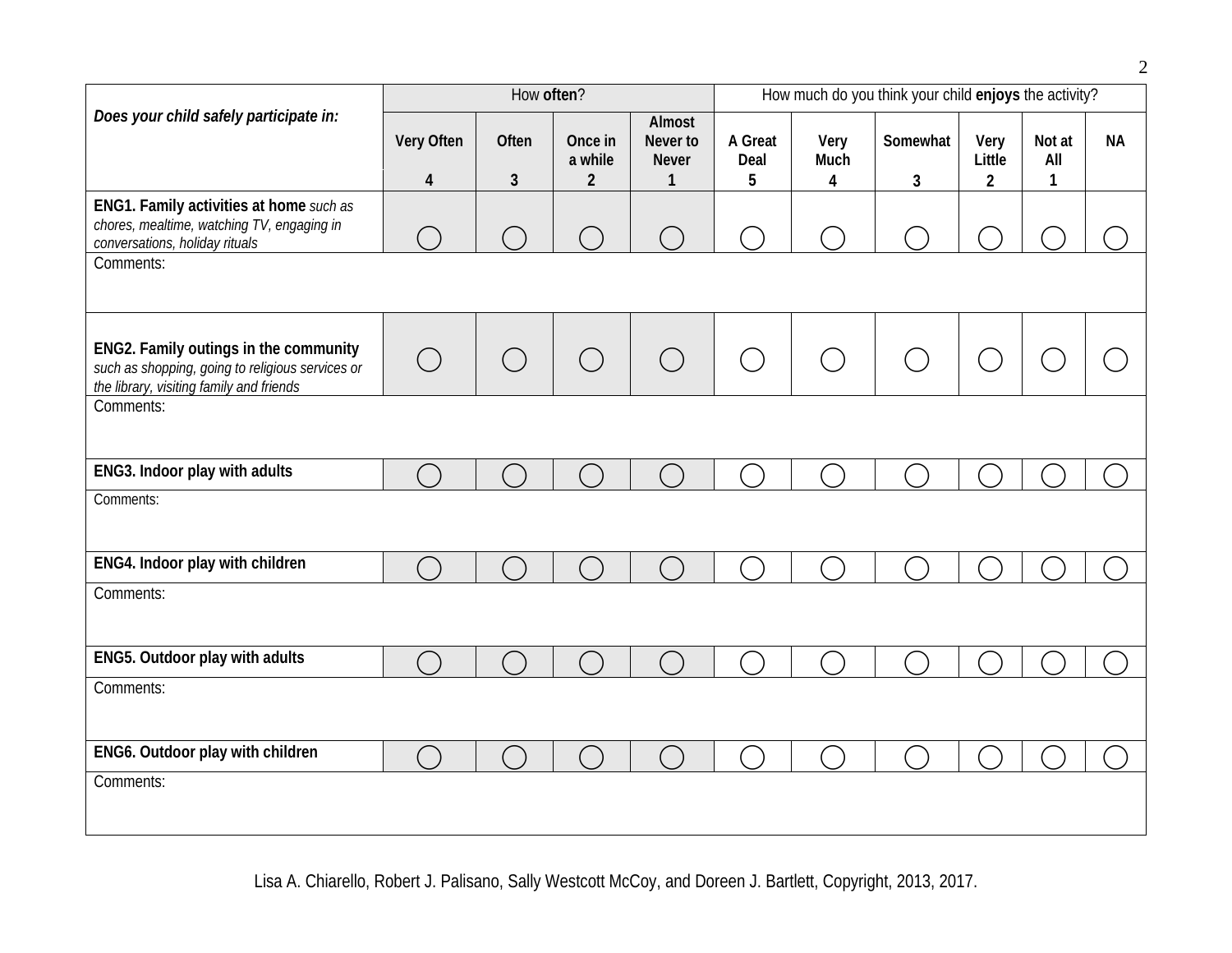| *Does your child safely participate in:* | How **often**? | | | | How much do you think your child **enjoys** the activity? | | | | | |
|---|---|---|---|---|---|---|---|---|---|---|
| | Very Often<br>4 | Often<br>3 | Once in a while<br>2 | Almost Never to Never<br>1 | A Great Deal<br>5 | Very Much<br>4 | Somewhat<br>3 | Very Little<br>2 | Not at All<br>1 | NA |
| **ENG1. Family activities at home** *such as chores, mealtime, watching TV, engaging in conversations, holiday rituals* | ◯ | ◯ | ◯ | ◯ | ◯ | ◯ | ◯ | ◯ | ◯ | ◯ |
| Comments: | | | | | | | | | | |
| **ENG2. Family outings in the community** *such as shopping, going to religious services or the library, visiting family and friends* | ◯ | ◯ | ◯ | ◯ | ◯ | ◯ | ◯ | ◯ | ◯ | ◯ |
| Comments: | | | | | | | | | | |
| **ENG3. Indoor play with adults** | ◯ | ◯ | ◯ | ◯ | ◯ | ◯ | ◯ | ◯ | ◯ | ◯ |
| Comments: | | | | | | | | | | |
| **ENG4. Indoor play with children** | ◯ | ◯ | ◯ | ◯ | ◯ | ◯ | ◯ | ◯ | ◯ | ◯ |
| Comments: | | | | | | | | | | |
| **ENG5. Outdoor play with adults** | ◯ | ◯ | ◯ | ◯ | ◯ | ◯ | ◯ | ◯ | ◯ | ◯ |
| Comments: | | | | | | | | | | |
| **ENG6. Outdoor play with children** | ◯ | ◯ | ◯ | ◯ | ◯ | ◯ | ◯ | ◯ | ◯ | ◯ |
| Comments: | | | | | | | | | | |

Lisa A. Chiarello, Robert J. Palisano, Sally Westcott McCoy, and Doreen J. Bartlett, Copyright, 2013, 2017.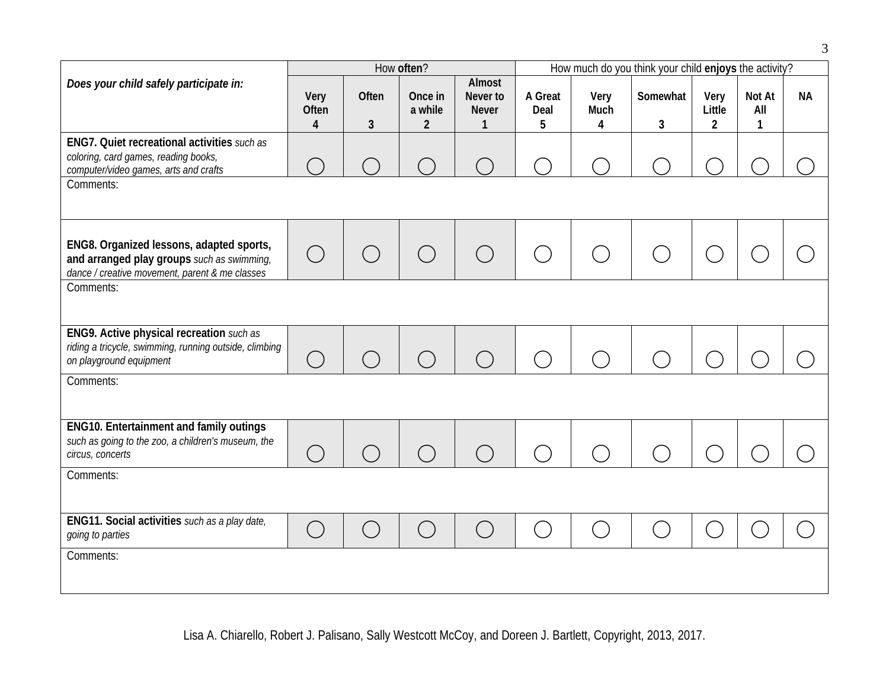| ***Does your child safely participate in:*** | How **often**? | | | | How much do you think your child **enjoys** the activity? | | | | | |
|---|---|---|---|---|---|---|---|---|---|---|
| | **Very Often 4** | **Often 3** | **Once in a while 2** | **Almost Never to Never 1** | **A Great Deal 5** | **Very Much 4** | **Somewhat 3** | **Very Little 2** | **Not At All 1** | **NA** |
| **ENG7. Quiet recreational activities** *such as coloring, card games, reading books, computer/video games, arts and crafts* | ◯ | ◯ | ◯ | ◯ | ◯ | ◯ | ◯ | ◯ | ◯ | ◯ |
| Comments: | | | | | | | | | | |
| **ENG8. Organized lessons, adapted sports, and arranged play groups** *such as swimming, dance / creative movement, parent & me classes* | ◯ | ◯ | ◯ | ◯ | ◯ | ◯ | ◯ | ◯ | ◯ | ◯ |
| Comments: | | | | | | | | | | |
| **ENG9. Active physical recreation** *such as riding a tricycle, swimming, running outside, climbing on playground equipment* | ◯ | ◯ | ◯ | ◯ | ◯ | ◯ | ◯ | ◯ | ◯ | ◯ |
| Comments: | | | | | | | | | | |
| **ENG10. Entertainment and family outings** *such as going to the zoo, a children's museum, the circus, concerts* | ◯ | ◯ | ◯ | ◯ | ◯ | ◯ | ◯ | ◯ | ◯ | ◯ |
| Comments: | | | | | | | | | | |
| **ENG11. Social activities** *such as a play date, going to parties* | ◯ | ◯ | ◯ | ◯ | ◯ | ◯ | ◯ | ◯ | ◯ | ◯ |
| Comments: | | | | | | | | | | |

Lisa A. Chiarello, Robert J. Palisano, Sally Westcott McCoy, and Doreen J. Bartlett, Copyright, 2013, 2017.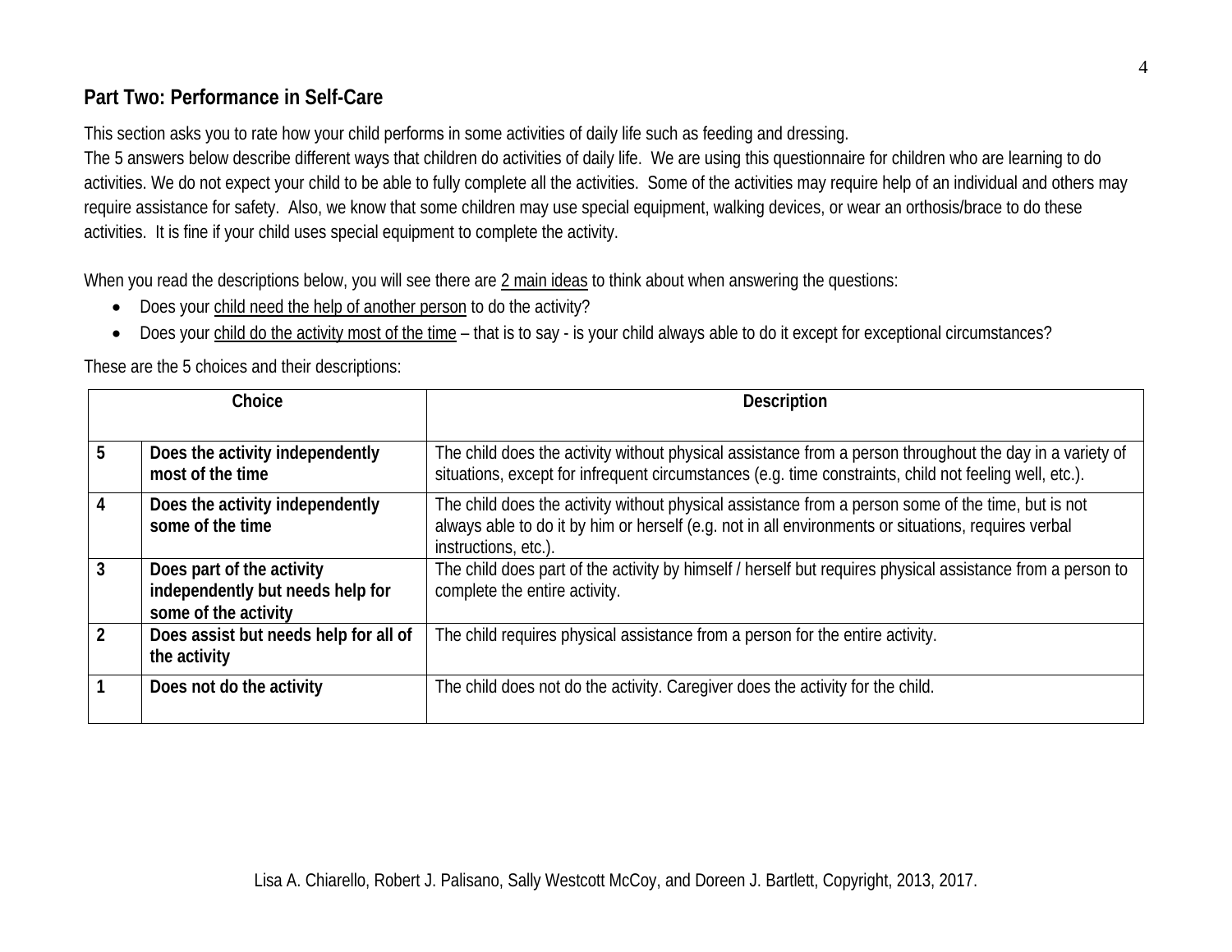## Part Two: Performance in Self-Care

This section asks you to rate how your child performs in some activities of daily life such as feeding and dressing.
The 5 answers below describe different ways that children do activities of daily life. We are using this questionnaire for children who are learning to do activities. We do not expect your child to be able to fully complete all the activities. Some of the activities may require help of an individual and others may require assistance for safety. Also, we know that some children may use special equipment, walking devices, or wear an orthosis/brace to do these activities. It is fine if your child uses special equipment to complete the activity.

When you read the descriptions below, you will see there are 2 main ideas to think about when answering the questions:

- Does your child need the help of another person to do the activity?
- Does your child do the activity most of the time – that is to say - is your child always able to do it except for exceptional circumstances?

These are the 5 choices and their descriptions:

| Choice | | Description |
|---|---|---|
| 5 | **Does the activity independently most of the time** | The child does the activity without physical assistance from a person throughout the day in a variety of situations, except for infrequent circumstances (e.g. time constraints, child not feeling well, etc.). |
| 4 | **Does the activity independently some of the time** | The child does the activity without physical assistance from a person some of the time, but is not always able to do it by him or herself (e.g. not in all environments or situations, requires verbal instructions, etc.). |
| 3 | **Does part of the activity independently but needs help for some of the activity** | The child does part of the activity by himself / herself but requires physical assistance from a person to complete the entire activity. |
| 2 | **Does assist but needs help for all of the activity** | The child requires physical assistance from a person for the entire activity. |
| 1 | **Does not do the activity** | The child does not do the activity. Caregiver does the activity for the child. |

Lisa A. Chiarello, Robert J. Palisano, Sally Westcott McCoy, and Doreen J. Bartlett, Copyright, 2013, 2017.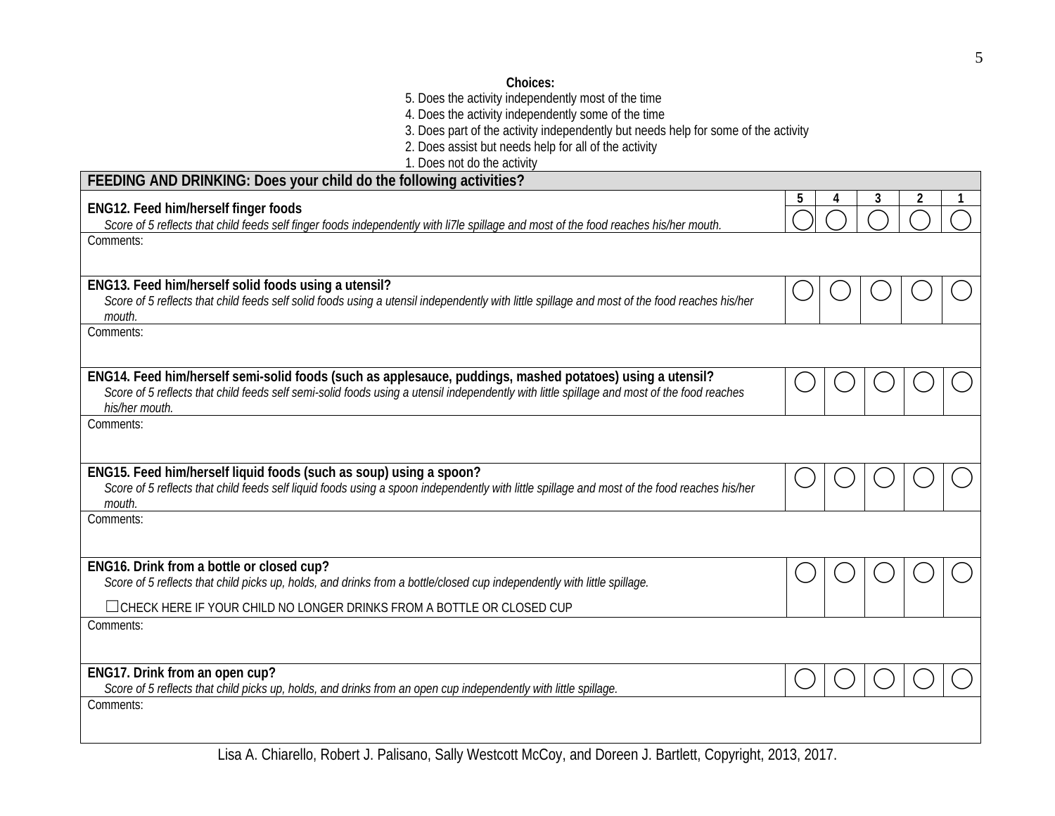**Choices:**

5. Does the activity independently most of the time
4. Does the activity independently some of the time
3. Does part of the activity independently but needs help for some of the activity
2. Does assist but needs help for all of the activity
1. Does not do the activity

| FEEDING AND DRINKING: Does your child do the following activities? | 5 | 4 | 3 | 2 | 1 |
|---|---|---|---|---|---|
| **ENG12. Feed him/herself finger foods**<br>*Score of 5 reflects that child feeds self finger foods independently with li7le spillage and most of the food reaches his/her mouth.* | ◯ | ◯ | ◯ | ◯ | ◯ |
| Comments: | | | | | |
| **ENG13. Feed him/herself solid foods using a utensil?**<br>*Score of 5 reflects that child feeds self solid foods using a utensil independently with little spillage and most of the food reaches his/her mouth.* | ◯ | ◯ | ◯ | ◯ | ◯ |
| Comments: | | | | | |
| **ENG14. Feed him/herself semi-solid foods (such as applesauce, puddings, mashed potatoes) using a utensil?**<br>*Score of 5 reflects that child feeds self semi-solid foods using a utensil independently with little spillage and most of the food reaches his/her mouth.* | ◯ | ◯ | ◯ | ◯ | ◯ |
| Comments: | | | | | |
| **ENG15. Feed him/herself liquid foods (such as soup) using a spoon?**<br>*Score of 5 reflects that child feeds self liquid foods using a spoon independently with little spillage and most of the food reaches his/her mouth.* | ◯ | ◯ | ◯ | ◯ | ◯ |
| Comments: | | | | | |
| **ENG16. Drink from a bottle or closed cup?**<br>*Score of 5 reflects that child picks up, holds, and drinks from a bottle/closed cup independently with little spillage.*<br>☐ CHECK HERE IF YOUR CHILD NO LONGER DRINKS FROM A BOTTLE OR CLOSED CUP | ◯ | ◯ | ◯ | ◯ | ◯ |
| Comments: | | | | | |
| **ENG17. Drink from an open cup?**<br>*Score of 5 reflects that child picks up, holds, and drinks from an open cup independently with little spillage.* | ◯ | ◯ | ◯ | ◯ | ◯ |
| Comments: | | | | | |

Lisa A. Chiarello, Robert J. Palisano, Sally Westcott McCoy, and Doreen J. Bartlett, Copyright, 2013, 2017.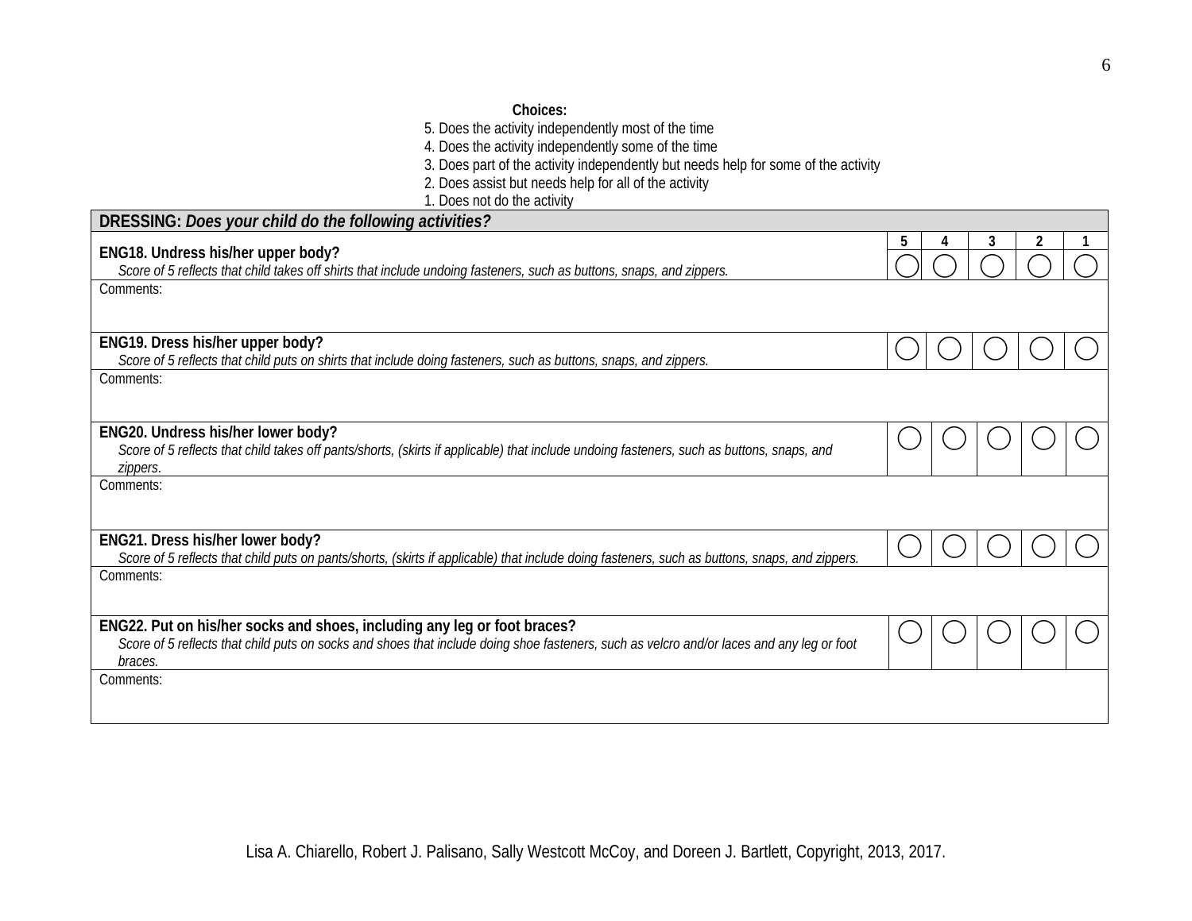**Choices:**

5. Does the activity independently most of the time
4. Does the activity independently some of the time
3. Does part of the activity independently but needs help for some of the activity
2. Does assist but needs help for all of the activity
1. Does not do the activity

| **DRESSING:** ***Does your child do the following activities?*** | **5** | **4** | **3** | **2** | **1** |
|---|---|---|---|---|---|
| **ENG18. Undress his/her upper body?** *Score of 5 reflects that child takes off shirts that include undoing fasteners, such as buttons, snaps, and zippers.* | ◯ | ◯ | ◯ | ◯ | ◯ |
| Comments: | | | | | |
| **ENG19. Dress his/her upper body?** *Score of 5 reflects that child puts on shirts that include doing fasteners, such as buttons, snaps, and zippers.* | ◯ | ◯ | ◯ | ◯ | ◯ |
| Comments: | | | | | |
| **ENG20. Undress his/her lower body?** *Score of 5 reflects that child takes off pants/shorts, (skirts if applicable) that include undoing fasteners, such as buttons, snaps, and zippers.* | ◯ | ◯ | ◯ | ◯ | ◯ |
| Comments: | | | | | |
| **ENG21. Dress his/her lower body?** *Score of 5 reflects that child puts on pants/shorts, (skirts if applicable) that include doing fasteners, such as buttons, snaps, and zippers.* | ◯ | ◯ | ◯ | ◯ | ◯ |
| Comments: | | | | | |
| **ENG22. Put on his/her socks and shoes, including any leg or foot braces?** *Score of 5 reflects that child puts on socks and shoes that include doing shoe fasteners, such as velcro and/or laces and any leg or foot braces.* | ◯ | ◯ | ◯ | ◯ | ◯ |
| Comments: | | | | | |

Lisa A. Chiarello, Robert J. Palisano, Sally Westcott McCoy, and Doreen J. Bartlett, Copyright, 2013, 2017.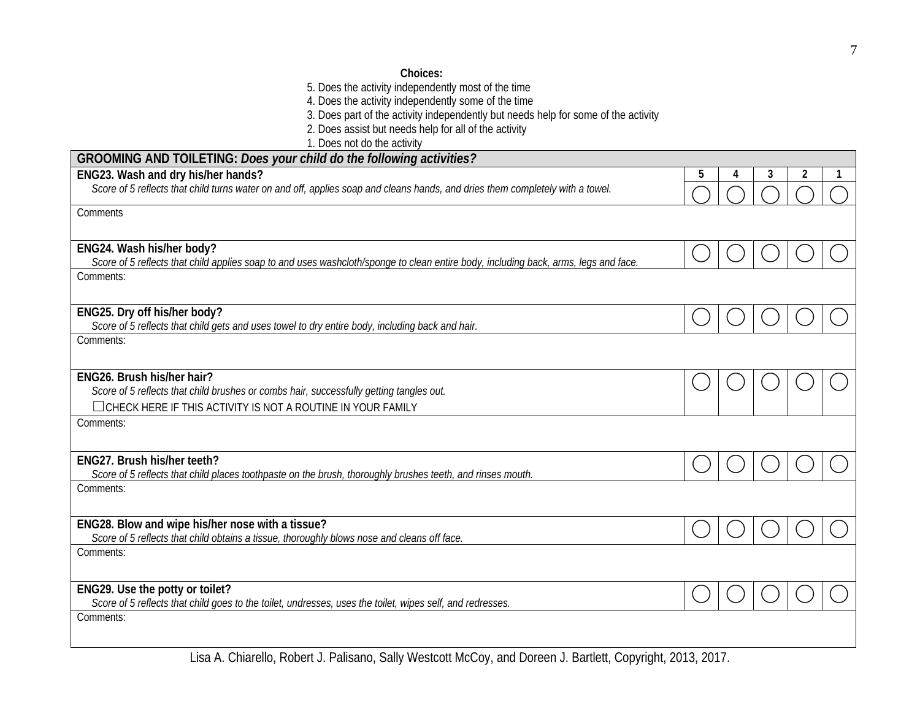**Choices:**

5. Does the activity independently most of the time
4. Does the activity independently some of the time
3. Does part of the activity independently but needs help for some of the activity
2. Does assist but needs help for all of the activity
1. Does not do the activity

| **GROOMING AND TOILETING:** ***Does your child do the following activities?*** | **5** | **4** | **3** | **2** | **1** |
|---|---|---|---|---|---|
| **ENG23. Wash and dry his/her hands?** *Score of 5 reflects that child turns water on and off, applies soap and cleans hands, and dries them completely with a towel.* | ◯ | ◯ | ◯ | ◯ | ◯ |
| Comments | | | | | |
| **ENG24. Wash his/her body?** *Score of 5 reflects that child applies soap to and uses washcloth/sponge to clean entire body, including back, arms, legs and face.* | ◯ | ◯ | ◯ | ◯ | ◯ |
| Comments: | | | | | |
| **ENG25. Dry off his/her body?** *Score of 5 reflects that child gets and uses towel to dry entire body, including back and hair.* | ◯ | ◯ | ◯ | ◯ | ◯ |
| Comments: | | | | | |
| **ENG26. Brush his/her hair?** *Score of 5 reflects that child brushes or combs hair, successfully getting tangles out.* ☐CHECK HERE IF THIS ACTIVITY IS NOT A ROUTINE IN YOUR FAMILY | ◯ | ◯ | ◯ | ◯ | ◯ |
| Comments: | | | | | |
| **ENG27. Brush his/her teeth?** *Score of 5 reflects that child places toothpaste on the brush, thoroughly brushes teeth, and rinses mouth.* | ◯ | ◯ | ◯ | ◯ | ◯ |
| Comments: | | | | | |
| **ENG28. Blow and wipe his/her nose with a tissue?** *Score of 5 reflects that child obtains a tissue, thoroughly blows nose and cleans off face.* | ◯ | ◯ | ◯ | ◯ | ◯ |
| Comments: | | | | | |
| **ENG29. Use the potty or toilet?** *Score of 5 reflects that child goes to the toilet, undresses, uses the toilet, wipes self, and redresses.* | ◯ | ◯ | ◯ | ◯ | ◯ |
| Comments: | | | | | |

Lisa A. Chiarello, Robert J. Palisano, Sally Westcott McCoy, and Doreen J. Bartlett, Copyright, 2013, 2017.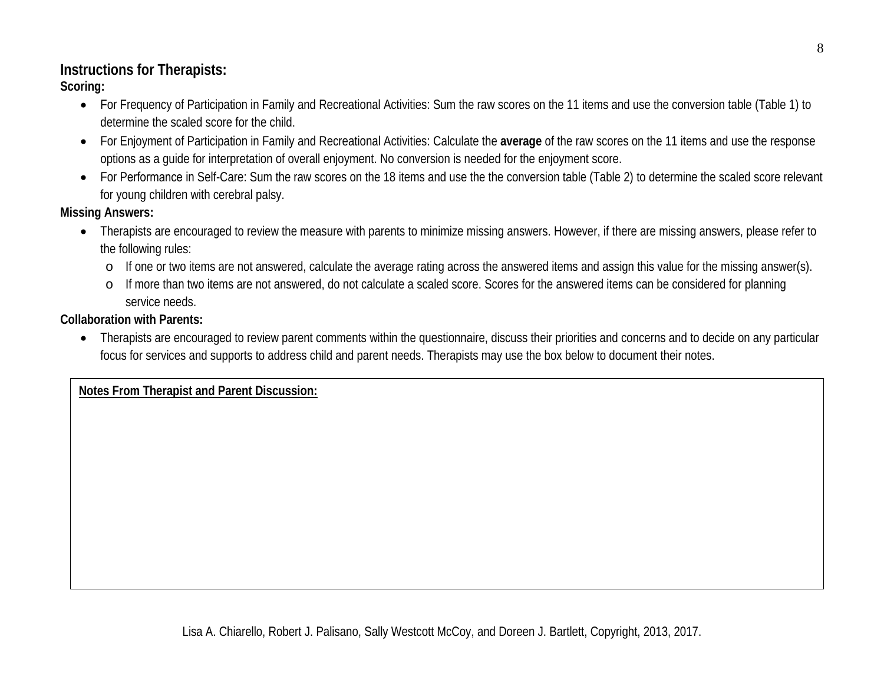## Instructions for Therapists:

**Scoring:**

- For Frequency of Participation in Family and Recreational Activities: Sum the raw scores on the 11 items and use the conversion table (Table 1) to determine the scaled score for the child.
- For Enjoyment of Participation in Family and Recreational Activities: Calculate the **average** of the raw scores on the 11 items and use the response options as a guide for interpretation of overall enjoyment. No conversion is needed for the enjoyment score.
- For Performance in Self-Care: Sum the raw scores on the 18 items and use the the conversion table (Table 2) to determine the scaled score relevant for young children with cerebral palsy.

**Missing Answers:**

- Therapists are encouraged to review the measure with parents to minimize missing answers. However, if there are missing answers, please refer to the following rules:
  - If one or two items are not answered, calculate the average rating across the answered items and assign this value for the missing answer(s).
  - If more than two items are not answered, do not calculate a scaled score. Scores for the answered items can be considered for planning service needs.

**Collaboration with Parents:**

- Therapists are encouraged to review parent comments within the questionnaire, discuss their priorities and concerns and to decide on any particular focus for services and supports to address child and parent needs. Therapists may use the box below to document their notes.

| **Notes From Therapist and Parent Discussion:** |
|---|
| |

Lisa A. Chiarello, Robert J. Palisano, Sally Westcott McCoy, and Doreen J. Bartlett, Copyright, 2013, 2017.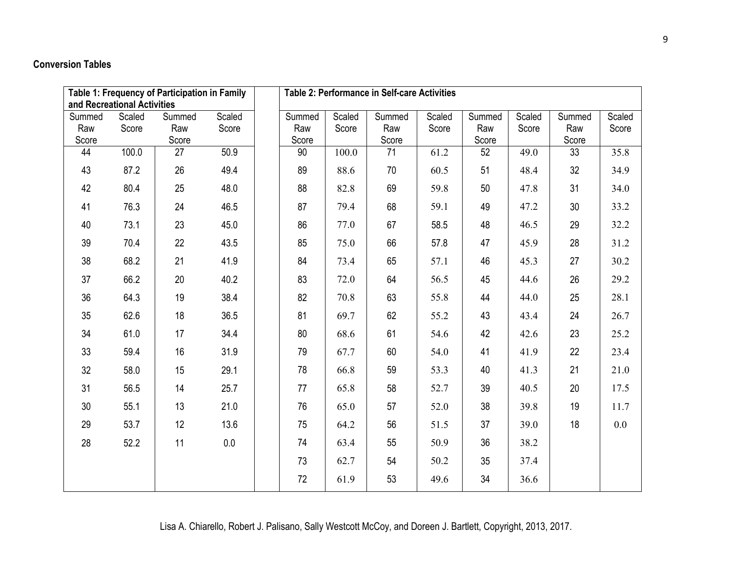## Conversion Tables

| **Table 1: Frequency of Participation in Family and Recreational Activities** | | | |
|---|---|---|---|
| Summed Raw Score | Scaled Score | Summed Raw Score | Scaled Score |
| 44 | 100.0 | 27 | 50.9 |
| 43 | 87.2 | 26 | 49.4 |
| 42 | 80.4 | 25 | 48.0 |
| 41 | 76.3 | 24 | 46.5 |
| 40 | 73.1 | 23 | 45.0 |
| 39 | 70.4 | 22 | 43.5 |
| 38 | 68.2 | 21 | 41.9 |
| 37 | 66.2 | 20 | 40.2 |
| 36 | 64.3 | 19 | 38.4 |
| 35 | 62.6 | 18 | 36.5 |
| 34 | 61.0 | 17 | 34.4 |
| 33 | 59.4 | 16 | 31.9 |
| 32 | 58.0 | 15 | 29.1 |
| 31 | 56.5 | 14 | 25.7 |
| 30 | 55.1 | 13 | 21.0 |
| 29 | 53.7 | 12 | 13.6 |
| 28 | 52.2 | 11 | 0.0 |

| **Table 2: Performance in Self-care Activities** | | | | | | | |
|---|---|---|---|---|---|---|---|
| Summed Raw Score | Scaled Score | Summed Raw Score | Scaled Score | Summed Raw Score | Scaled Score | Summed Raw Score | Scaled Score |
| 90 | 100.0 | 71 | 61.2 | 52 | 49.0 | 33 | 35.8 |
| 89 | 88.6 | 70 | 60.5 | 51 | 48.4 | 32 | 34.9 |
| 88 | 82.8 | 69 | 59.8 | 50 | 47.8 | 31 | 34.0 |
| 87 | 79.4 | 68 | 59.1 | 49 | 47.2 | 30 | 33.2 |
| 86 | 77.0 | 67 | 58.5 | 48 | 46.5 | 29 | 32.2 |
| 85 | 75.0 | 66 | 57.8 | 47 | 45.9 | 28 | 31.2 |
| 84 | 73.4 | 65 | 57.1 | 46 | 45.3 | 27 | 30.2 |
| 83 | 72.0 | 64 | 56.5 | 45 | 44.6 | 26 | 29.2 |
| 82 | 70.8 | 63 | 55.8 | 44 | 44.0 | 25 | 28.1 |
| 81 | 69.7 | 62 | 55.2 | 43 | 43.4 | 24 | 26.7 |
| 80 | 68.6 | 61 | 54.6 | 42 | 42.6 | 23 | 25.2 |
| 79 | 67.7 | 60 | 54.0 | 41 | 41.9 | 22 | 23.4 |
| 78 | 66.8 | 59 | 53.3 | 40 | 41.3 | 21 | 21.0 |
| 77 | 65.8 | 58 | 52.7 | 39 | 40.5 | 20 | 17.5 |
| 76 | 65.0 | 57 | 52.0 | 38 | 39.8 | 19 | 11.7 |
| 75 | 64.2 | 56 | 51.5 | 37 | 39.0 | 18 | 0.0 |
| 74 | 63.4 | 55 | 50.9 | 36 | 38.2 | | |
| 73 | 62.7 | 54 | 50.2 | 35 | 37.4 | | |
| 72 | 61.9 | 53 | 49.6 | 34 | 36.6 | | |

Lisa A. Chiarello, Robert J. Palisano, Sally Westcott McCoy, and Doreen J. Bartlett, Copyright, 2013, 2017.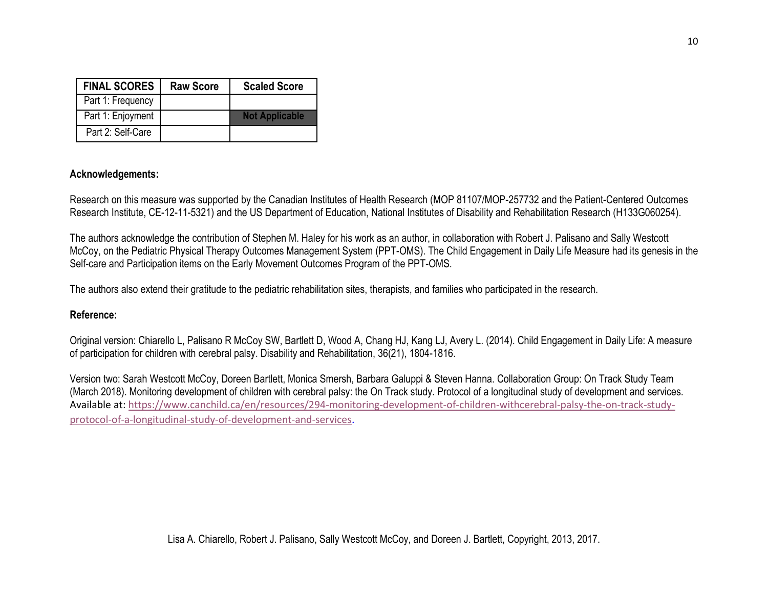| FINAL SCORES | Raw Score | Scaled Score |
|---|---|---|
| Part 1: Frequency | | |
| Part 1: Enjoyment | | Not Applicable |
| Part 2: Self-Care | | |

**Acknowledgements:**

Research on this measure was supported by the Canadian Institutes of Health Research (MOP 81107/MOP-257732 and the Patient-Centered Outcomes Research Institute, CE-12-11-5321) and the US Department of Education, National Institutes of Disability and Rehabilitation Research (H133G060254).

The authors acknowledge the contribution of Stephen M. Haley for his work as an author, in collaboration with Robert J. Palisano and Sally Westcott McCoy, on the Pediatric Physical Therapy Outcomes Management System (PPT-OMS). The Child Engagement in Daily Life Measure had its genesis in the Self-care and Participation items on the Early Movement Outcomes Program of the PPT-OMS.

The authors also extend their gratitude to the pediatric rehabilitation sites, therapists, and families who participated in the research.

**Reference:**

Original version: Chiarello L, Palisano R McCoy SW, Bartlett D, Wood A, Chang HJ, Kang LJ, Avery L. (2014). Child Engagement in Daily Life: A measure of participation for children with cerebral palsy. Disability and Rehabilitation, 36(21), 1804-1816.

Version two: Sarah Westcott McCoy, Doreen Bartlett, Monica Smersh, Barbara Galuppi & Steven Hanna. Collaboration Group: On Track Study Team (March 2018). Monitoring development of children with cerebral palsy: the On Track study. Protocol of a longitudinal study of development and services. Available at: https://www.canchild.ca/en/resources/294-monitoring-development-of-children-withcerebral-palsy-the-on-track-study-protocol-of-a-longitudinal-study-of-development-and-services.

Lisa A. Chiarello, Robert J. Palisano, Sally Westcott McCoy, and Doreen J. Bartlett, Copyright, 2013, 2017.